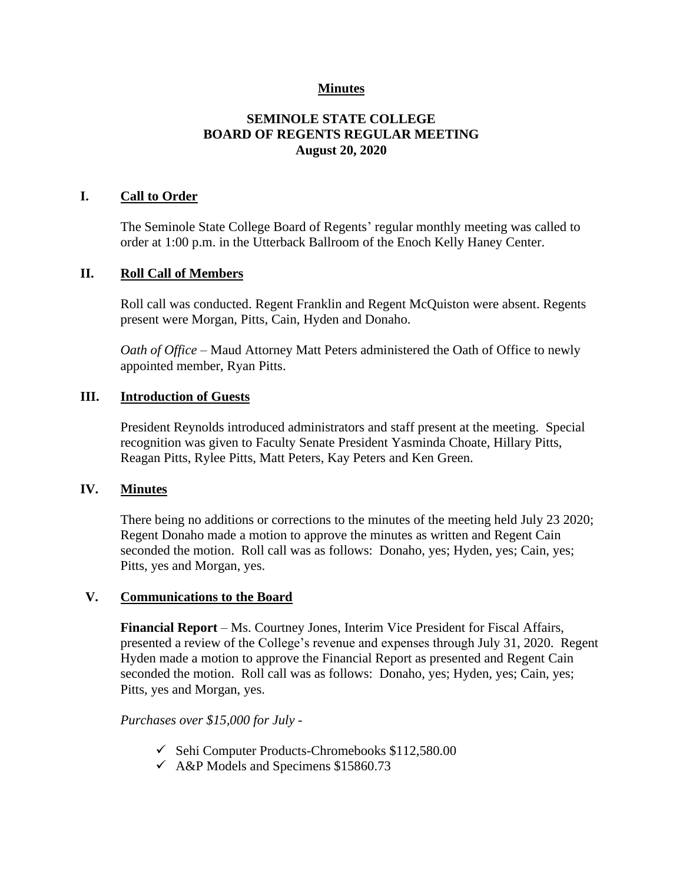**Minutes**

# SEMINOLE STATE COLLEGE
# BOARD OF REGENTS REGULAR MEETING
## August 20, 2020

## I. Call to Order

The Seminole State College Board of Regents' regular monthly meeting was called to order at 1:00 p.m. in the Utterback Ballroom of the Enoch Kelly Haney Center.

## II. Roll Call of Members

Roll call was conducted. Regent Franklin and Regent McQuiston were absent. Regents present were Morgan, Pitts, Cain, Hyden and Donaho.

*Oath of Office* – Maud Attorney Matt Peters administered the Oath of Office to newly appointed member, Ryan Pitts.

## III. Introduction of Guests

President Reynolds introduced administrators and staff present at the meeting. Special recognition was given to Faculty Senate President Yasminda Choate, Hillary Pitts, Reagan Pitts, Rylee Pitts, Matt Peters, Kay Peters and Ken Green.

## IV. Minutes

There being no additions or corrections to the minutes of the meeting held July 23 2020; Regent Donaho made a motion to approve the minutes as written and Regent Cain seconded the motion. Roll call was as follows: Donaho, yes; Hyden, yes; Cain, yes; Pitts, yes and Morgan, yes.

## V. Communications to the Board

**Financial Report** – Ms. Courtney Jones, Interim Vice President for Fiscal Affairs, presented a review of the College's revenue and expenses through July 31, 2020. Regent Hyden made a motion to approve the Financial Report as presented and Regent Cain seconded the motion. Roll call was as follows: Donaho, yes; Hyden, yes; Cain, yes; Pitts, yes and Morgan, yes.

*Purchases over $15,000 for July -*

- ✓ Sehi Computer Products-Chromebooks $112,580.00
- ✓ A&P Models and Specimens $15860.73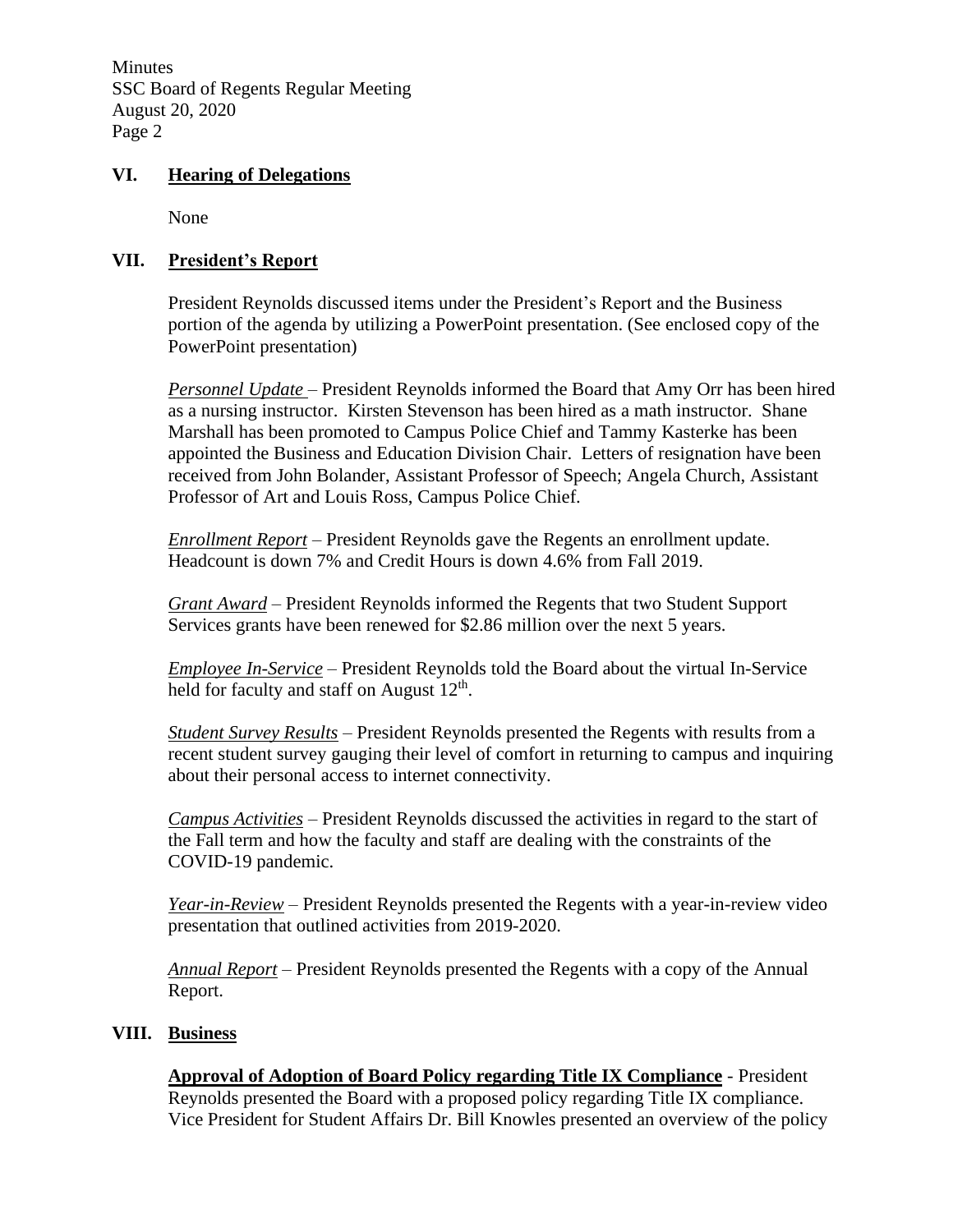## VI. Hearing of Delegations

None

## VII. President's Report

President Reynolds discussed items under the President's Report and the Business portion of the agenda by utilizing a PowerPoint presentation. (See enclosed copy of the PowerPoint presentation)

*Personnel Update* – President Reynolds informed the Board that Amy Orr has been hired as a nursing instructor. Kirsten Stevenson has been hired as a math instructor. Shane Marshall has been promoted to Campus Police Chief and Tammy Kasterke has been appointed the Business and Education Division Chair. Letters of resignation have been received from John Bolander, Assistant Professor of Speech; Angela Church, Assistant Professor of Art and Louis Ross, Campus Police Chief.

*Enrollment Report* – President Reynolds gave the Regents an enrollment update. Headcount is down 7% and Credit Hours is down 4.6% from Fall 2019.

*Grant Award* – President Reynolds informed the Regents that two Student Support Services grants have been renewed for $2.86 million over the next 5 years.

*Employee In-Service* – President Reynolds told the Board about the virtual In-Service held for faculty and staff on August 12th.

*Student Survey Results* – President Reynolds presented the Regents with results from a recent student survey gauging their level of comfort in returning to campus and inquiring about their personal access to internet connectivity.

*Campus Activities* – President Reynolds discussed the activities in regard to the start of the Fall term and how the faculty and staff are dealing with the constraints of the COVID-19 pandemic.

*Year-in-Review* – President Reynolds presented the Regents with a year-in-review video presentation that outlined activities from 2019-2020.

*Annual Report* – President Reynolds presented the Regents with a copy of the Annual Report.

## VIII. Business

**Approval of Adoption of Board Policy regarding Title IX Compliance** - President Reynolds presented the Board with a proposed policy regarding Title IX compliance. Vice President for Student Affairs Dr. Bill Knowles presented an overview of the policy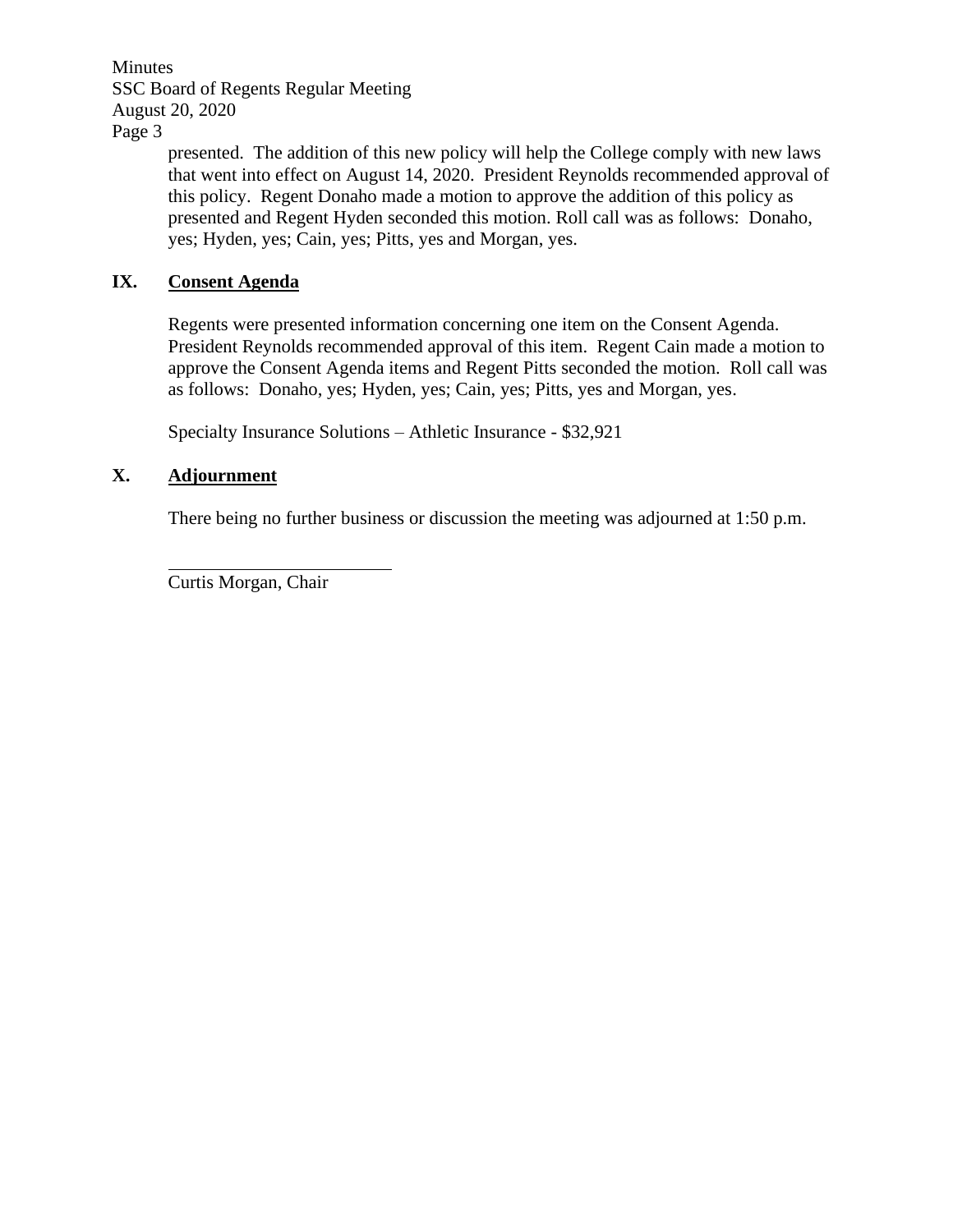presented. The addition of this new policy will help the College comply with new laws that went into effect on August 14, 2020. President Reynolds recommended approval of this policy. Regent Donaho made a motion to approve the addition of this policy as presented and Regent Hyden seconded this motion. Roll call was as follows: Donaho, yes; Hyden, yes; Cain, yes; Pitts, yes and Morgan, yes.

## IX. Consent Agenda

Regents were presented information concerning one item on the Consent Agenda. President Reynolds recommended approval of this item. Regent Cain made a motion to approve the Consent Agenda items and Regent Pitts seconded the motion. Roll call was as follows: Donaho, yes; Hyden, yes; Cain, yes; Pitts, yes and Morgan, yes.

Specialty Insurance Solutions – Athletic Insurance - $32,921

## X. Adjournment

There being no further business or discussion the meeting was adjourned at 1:50 p.m.

Curtis Morgan, Chair